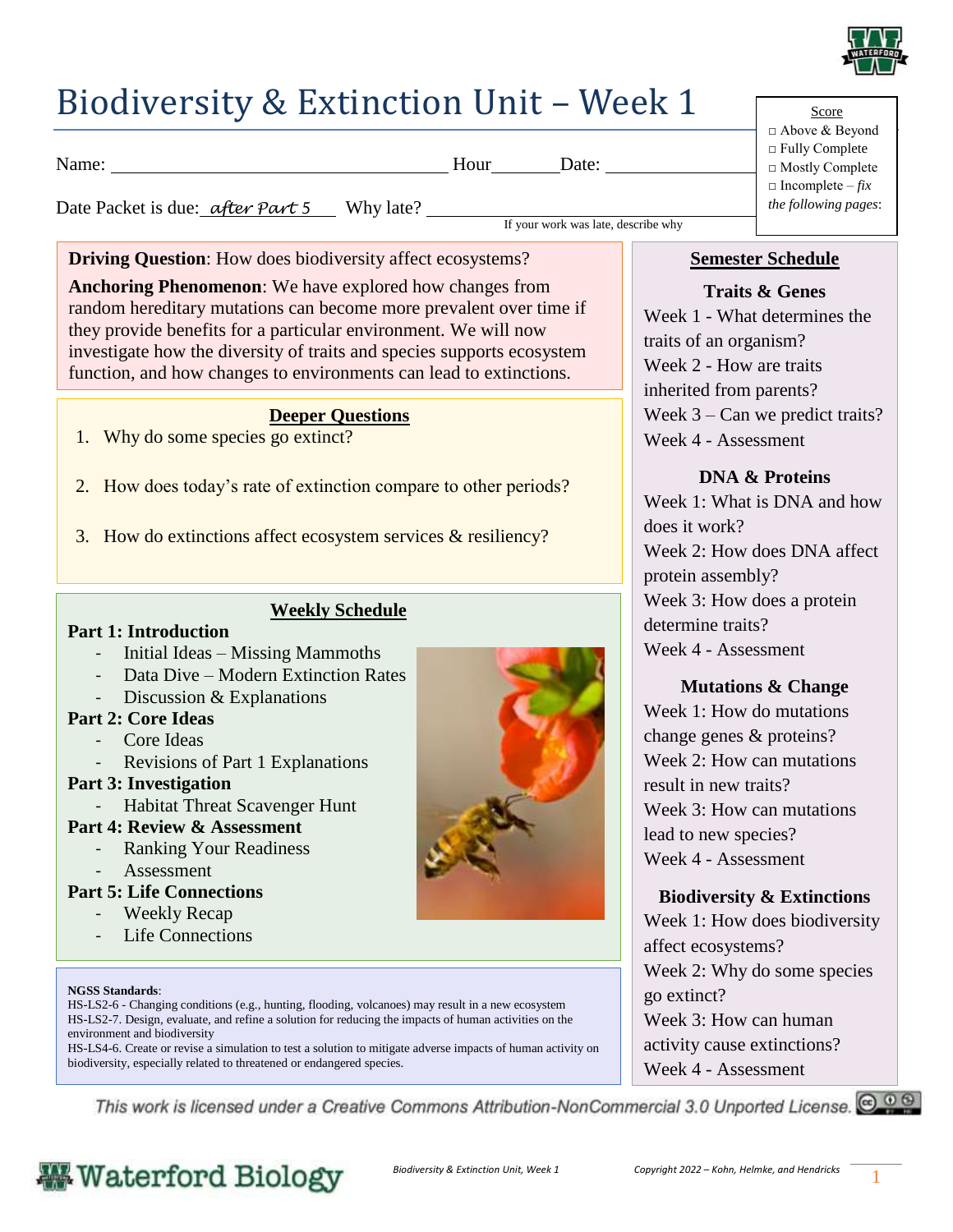# Biodiversity & Extinction Unit – Week 1

Name: ______________________ Hour______ Date: ____________

Date Packet is due: *after Part 5* Why late? ______________________
If your work was late, describe why

Score
□ Above & Beyond
□ Fully Complete
□ Mostly Complete
□ Incomplete – *fix the following pages*:

**Driving Question**: How does biodiversity affect ecosystems?

**Anchoring Phenomenon**: We have explored how changes from random hereditary mutations can become more prevalent over time if they provide benefits for a particular environment. We will now investigate how the diversity of traits and species supports ecosystem function, and how changes to environments can lead to extinctions.

## Deeper Questions

1. Why do some species go extinct?
2. How does today's rate of extinction compare to other periods?
3. How do extinctions affect ecosystem services & resiliency?

## Weekly Schedule

**Part 1: Introduction**
- Initial Ideas – Missing Mammoths
- Data Dive – Modern Extinction Rates
- Discussion & Explanations

**Part 2: Core Ideas**
- Core Ideas
- Revisions of Part 1 Explanations

**Part 3: Investigation**
- Habitat Threat Scavenger Hunt

**Part 4: Review & Assessment**
- Ranking Your Readiness
- Assessment

**Part 5: Life Connections**
- Weekly Recap
- Life Connections

**NGSS Standards**:
HS-LS2-6 - Changing conditions (e.g., hunting, flooding, volcanoes) may result in a new ecosystem
HS-LS2-7. Design, evaluate, and refine a solution for reducing the impacts of human activities on the environment and biodiversity
HS-LS4-6. Create or revise a simulation to test a solution to mitigate adverse impacts of human activity on biodiversity, especially related to threatened or endangered species.

## Semester Schedule

**Traits & Genes**
Week 1 - What determines the traits of an organism?
Week 2 - How are traits inherited from parents?
Week 3 – Can we predict traits?
Week 4 - Assessment

**DNA & Proteins**
Week 1: What is DNA and how does it work?
Week 2: How does DNA affect protein assembly?
Week 3: How does a protein determine traits?
Week 4 - Assessment

**Mutations & Change**
Week 1: How do mutations change genes & proteins?
Week 2: How can mutations result in new traits?
Week 3: How can mutations lead to new species?
Week 4 - Assessment

**Biodiversity & Extinctions**
Week 1: How does biodiversity affect ecosystems?
Week 2: Why do some species go extinct?
Week 3: How can human activity cause extinctions?
Week 4 - Assessment

*This work is licensed under a Creative Commons Attribution-NonCommercial 3.0 Unported License.*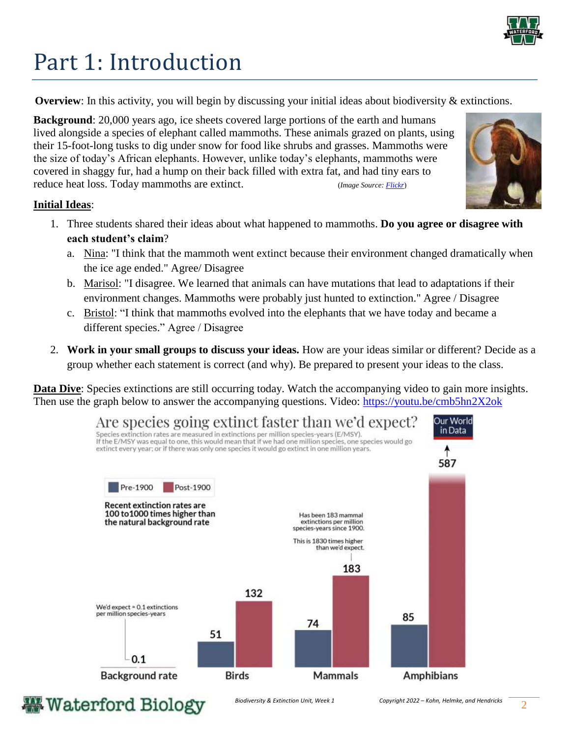# Part 1: Introduction

**Overview**: In this activity, you will begin by discussing your initial ideas about biodiversity & extinctions.

**Background**: 20,000 years ago, ice sheets covered large portions of the earth and humans lived alongside a species of elephant called mammoths. These animals grazed on plants, using their 15-foot-long tusks to dig under snow for food like shrubs and grasses. Mammoths were the size of today's African elephants. However, unlike today's elephants, mammoths were covered in shaggy fur, had a hump on their back filled with extra fat, and had tiny ears to reduce heat loss. Today mammoths are extinct. (*Image Source: Flickr*)

**Initial Ideas**:

1. Three students shared their ideas about what happened to mammoths. **Do you agree or disagree with each student's claim**?
   a. Nina: "I think that the mammoth went extinct because their environment changed dramatically when the ice age ended." Agree/ Disagree
   b. Marisol: "I disagree. We learned that animals can have mutations that lead to adaptations if their environment changes. Mammoths were probably just hunted to extinction." Agree / Disagree
   c. Bristol: "I think that mammoths evolved into the elephants that we have today and became a different species." Agree / Disagree

2. **Work in your small groups to discuss your ideas.** How are your ideas similar or different? Decide as a group whether each statement is correct (and why). Be prepared to present your ideas to the class.

**Data Dive**: Species extinctions are still occurring today. Watch the accompanying video to gain more insights. Then use the graph below to answer the accompanying questions. Video: https://youtu.be/cmb5hn2X2ok

**Are species going extinct faster than we'd expect?**

Species extinction rates are measured in extinctions per million species-years (E/MSY). If the E/MSY was equal to one, this would mean that if we had one million species, one species would go extinct every year; or if there was only one species it would go extinct in one million years.

Recent extinction rates are 100 to 1000 times higher than the natural background rate

We'd expect ≈ 0.1 extinctions per million species-years

Has been 183 mammal extinctions per million species-years since 1900. This is 1830 times higher than we'd expect.

| | Pre-1900 | Post-1900 |
|---|---|---|
| Background rate | 0.1 | |
| Birds | 51 | 132 |
| Mammals | 74 | 183 |
| Amphibians | 85 | 587 |

Our World in Data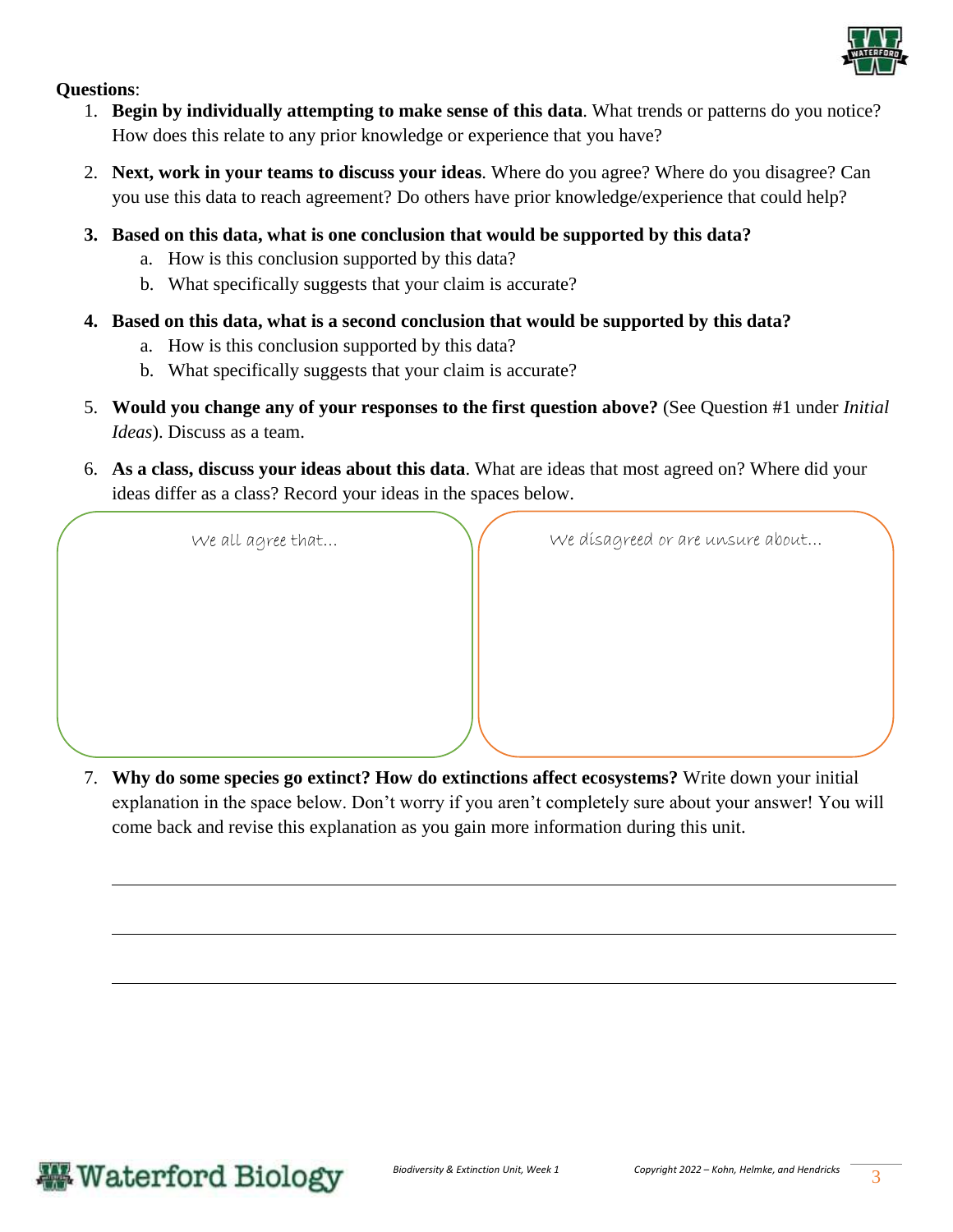**Questions**:

1. **Begin by individually attempting to make sense of this data**. What trends or patterns do you notice? How does this relate to any prior knowledge or experience that you have?

2. **Next, work in your teams to discuss your ideas**. Where do you agree? Where do you disagree? Can you use this data to reach agreement? Do others have prior knowledge/experience that could help?

3. **Based on this data, what is one conclusion that would be supported by this data?**
   a. How is this conclusion supported by this data?
   b. What specifically suggests that your claim is accurate?

4. **Based on this data, what is a second conclusion that would be supported by this data?**
   a. How is this conclusion supported by this data?
   b. What specifically suggests that your claim is accurate?

5. **Would you change any of your responses to the first question above?** (See Question #1 under *Initial Ideas*). Discuss as a team.

6. **As a class, discuss your ideas about this data**. What are ideas that most agreed on? Where did your ideas differ as a class? Record your ideas in the spaces below.

| We all agree that… | We disagreed or are unsure about… |
| --- | --- |
| | |

7. **Why do some species go extinct? How do extinctions affect ecosystems?** Write down your initial explanation in the space below. Don't worry if you aren't completely sure about your answer! You will come back and revise this explanation as you gain more information during this unit.

___

___

___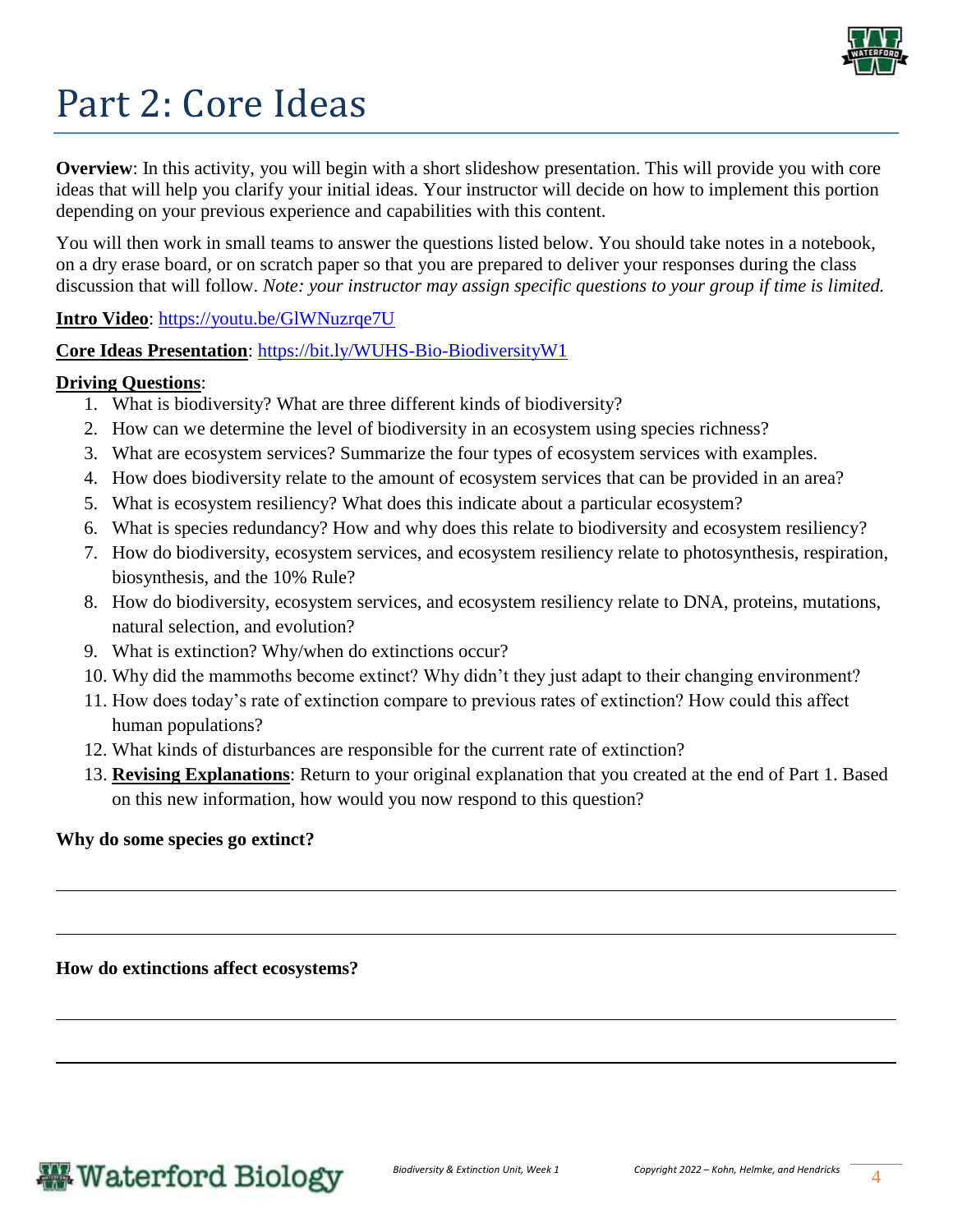# Part 2: Core Ideas

**Overview**: In this activity, you will begin with a short slideshow presentation. This will provide you with core ideas that will help you clarify your initial ideas. Your instructor will decide on how to implement this portion depending on your previous experience and capabilities with this content.

You will then work in small teams to answer the questions listed below. You should take notes in a notebook, on a dry erase board, or on scratch paper so that you are prepared to deliver your responses during the class discussion that will follow. *Note: your instructor may assign specific questions to your group if time is limited.*

**Intro Video**: https://youtu.be/GlWNuzrqe7U

**Core Ideas Presentation**: https://bit.ly/WUHS-Bio-BiodiversityW1

**Driving Questions**:

1. What is biodiversity? What are three different kinds of biodiversity?
2. How can we determine the level of biodiversity in an ecosystem using species richness?
3. What are ecosystem services? Summarize the four types of ecosystem services with examples.
4. How does biodiversity relate to the amount of ecosystem services that can be provided in an area?
5. What is ecosystem resiliency? What does this indicate about a particular ecosystem?
6. What is species redundancy? How and why does this relate to biodiversity and ecosystem resiliency?
7. How do biodiversity, ecosystem services, and ecosystem resiliency relate to photosynthesis, respiration, biosynthesis, and the 10% Rule?
8. How do biodiversity, ecosystem services, and ecosystem resiliency relate to DNA, proteins, mutations, natural selection, and evolution?
9. What is extinction? Why/when do extinctions occur?
10. Why did the mammoths become extinct? Why didn't they just adapt to their changing environment?
11. How does today's rate of extinction compare to previous rates of extinction? How could this affect human populations?
12. What kinds of disturbances are responsible for the current rate of extinction?
13. **Revising Explanations**: Return to your original explanation that you created at the end of Part 1. Based on this new information, how would you now respond to this question?

**Why do some species go extinct?**

______________________________________________________________________

______________________________________________________________________

**How do extinctions affect ecosystems?**

______________________________________________________________________

______________________________________________________________________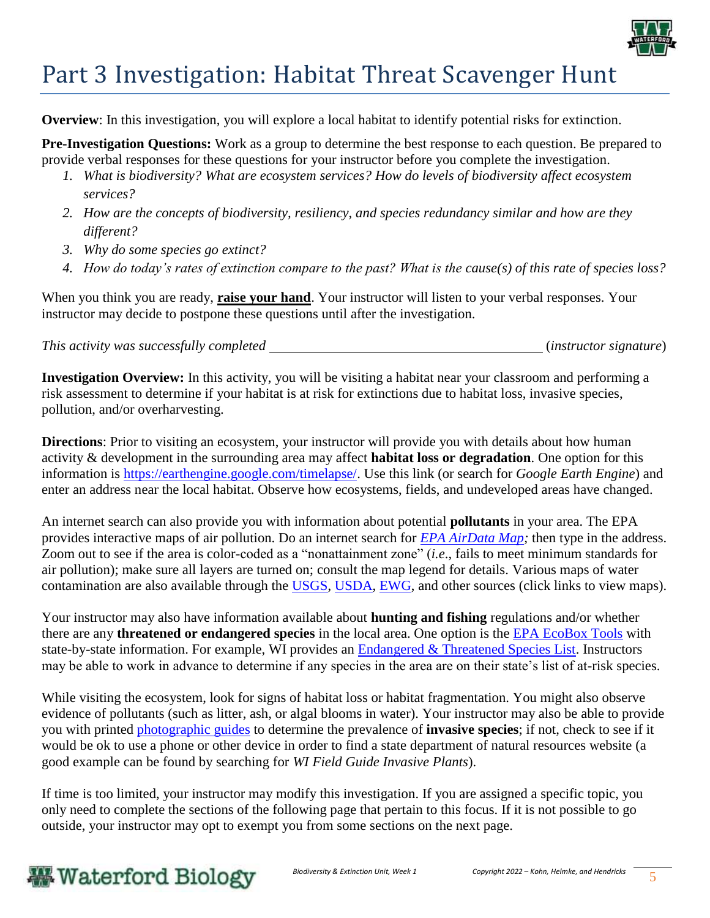# Part 3 Investigation: Habitat Threat Scavenger Hunt

**Overview**: In this investigation, you will explore a local habitat to identify potential risks for extinction.

**Pre-Investigation Questions:** Work as a group to determine the best response to each question. Be prepared to provide verbal responses for these questions for your instructor before you complete the investigation.

1. *What is biodiversity? What are ecosystem services? How do levels of biodiversity affect ecosystem services?*
2. *How are the concepts of biodiversity, resiliency, and species redundancy similar and how are they different?*
3. *Why do some species go extinct?*
4. *How do today's rates of extinction compare to the past? What is the cause(s) of this rate of species loss?*

When you think you are ready, **raise your hand**. Your instructor will listen to your verbal responses. Your instructor may decide to postpone these questions until after the investigation.

*This activity was successfully completed* ______________________________________ (*instructor signature*)

**Investigation Overview:** In this activity, you will be visiting a habitat near your classroom and performing a risk assessment to determine if your habitat is at risk for extinctions due to habitat loss, invasive species, pollution, and/or overharvesting.

**Directions**: Prior to visiting an ecosystem, your instructor will provide you with details about how human activity & development in the surrounding area may affect **habitat loss or degradation**. One option for this information is https://earthengine.google.com/timelapse/. Use this link (or search for *Google Earth Engine*) and enter an address near the local habitat. Observe how ecosystems, fields, and undeveloped areas have changed.

An internet search can also provide you with information about potential **pollutants** in your area. The EPA provides interactive maps of air pollution. Do an internet search for *EPA AirData Map;* then type in the address. Zoom out to see if the area is color-coded as a "nonattainment zone" (*i.e*., fails to meet minimum standards for air pollution); make sure all layers are turned on; consult the map legend for details. Various maps of water contamination are also available through the USGS, USDA, EWG, and other sources (click links to view maps).

Your instructor may also have information available about **hunting and fishing** regulations and/or whether there are any **threatened or endangered species** in the local area. One option is the EPA EcoBox Tools with state-by-state information. For example, WI provides an Endangered & Threatened Species List. Instructors may be able to work in advance to determine if any species in the area are on their state's list of at-risk species.

While visiting the ecosystem, look for signs of habitat loss or habitat fragmentation. You might also observe evidence of pollutants (such as litter, ash, or algal blooms in water). Your instructor may also be able to provide you with printed photographic guides to determine the prevalence of **invasive species**; if not, check to see if it would be ok to use a phone or other device in order to find a state department of natural resources website (a good example can be found by searching for *WI Field Guide Invasive Plants*).

If time is too limited, your instructor may modify this investigation. If you are assigned a specific topic, you only need to complete the sections of the following page that pertain to this focus. If it is not possible to go outside, your instructor may opt to exempt you from some sections on the next page.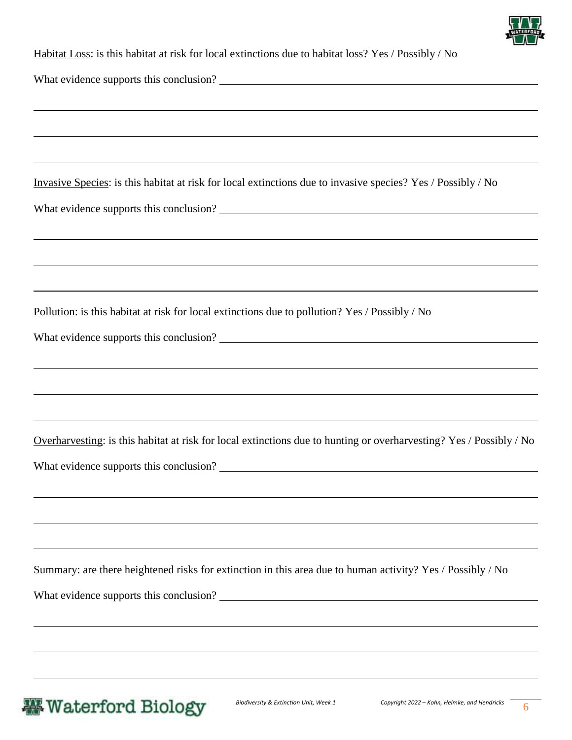<u>Habitat Loss</u>: is this habitat at risk for local extinctions due to habitat loss? Yes / Possibly / No

What evidence supports this conclusion? ______________________________________________

______________________________________________________________________________

______________________________________________________________________________

______________________________________________________________________________

<u>Invasive Species</u>: is this habitat at risk for local extinctions due to invasive species? Yes / Possibly / No

What evidence supports this conclusion? ______________________________________________

______________________________________________________________________________

______________________________________________________________________________

______________________________________________________________________________

<u>Pollution</u>: is this habitat at risk for local extinctions due to pollution? Yes / Possibly / No

What evidence supports this conclusion? ______________________________________________

______________________________________________________________________________

______________________________________________________________________________

______________________________________________________________________________

<u>Overharvesting</u>: is this habitat at risk for local extinctions due to hunting or overharvesting? Yes / Possibly / No

What evidence supports this conclusion? ______________________________________________

______________________________________________________________________________

______________________________________________________________________________

______________________________________________________________________________

<u>Summary</u>: are there heightened risks for extinction in this area due to human activity? Yes / Possibly / No

What evidence supports this conclusion? ______________________________________________

______________________________________________________________________________

______________________________________________________________________________

______________________________________________________________________________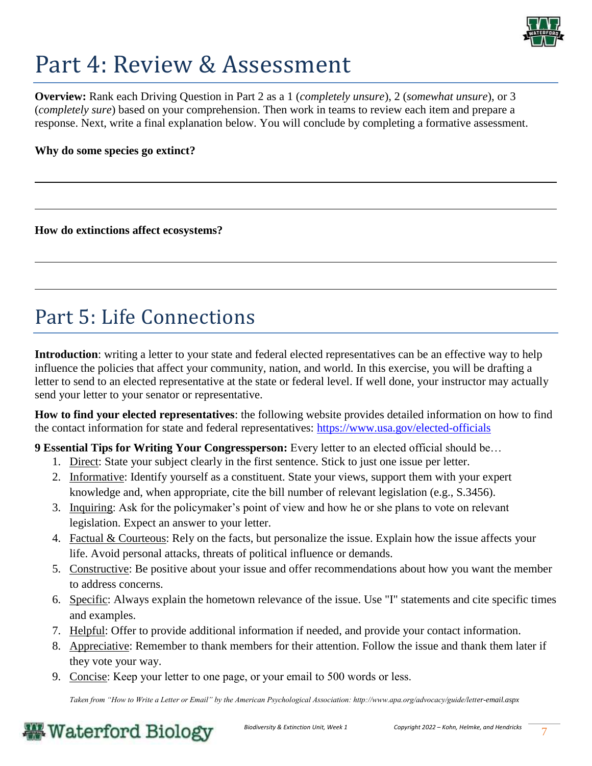# Part 4: Review & Assessment

**Overview:** Rank each Driving Question in Part 2 as a 1 (*completely unsure*), 2 (*somewhat unsure*), or 3 (*completely sure*) based on your comprehension. Then work in teams to review each item and prepare a response. Next, write a final explanation below. You will conclude by completing a formative assessment.

**Why do some species go extinct?**

---

---

**How do extinctions affect ecosystems?**

---

---

# Part 5: Life Connections

**Introduction**: writing a letter to your state and federal elected representatives can be an effective way to help influence the policies that affect your community, nation, and world. In this exercise, you will be drafting a letter to send to an elected representative at the state or federal level. If well done, your instructor may actually send your letter to your senator or representative.

**How to find your elected representatives**: the following website provides detailed information on how to find the contact information for state and federal representatives: https://www.usa.gov/elected-officials

**9 Essential Tips for Writing Your Congressperson:** Every letter to an elected official should be…

1. Direct: State your subject clearly in the first sentence. Stick to just one issue per letter.
2. Informative: Identify yourself as a constituent. State your views, support them with your expert knowledge and, when appropriate, cite the bill number of relevant legislation (e.g., S.3456).
3. Inquiring: Ask for the policymaker's point of view and how he or she plans to vote on relevant legislation. Expect an answer to your letter.
4. Factual & Courteous: Rely on the facts, but personalize the issue. Explain how the issue affects your life. Avoid personal attacks, threats of political influence or demands.
5. Constructive: Be positive about your issue and offer recommendations about how you want the member to address concerns.
6. Specific: Always explain the hometown relevance of the issue. Use "I" statements and cite specific times and examples.
7. Helpful: Offer to provide additional information if needed, and provide your contact information.
8. Appreciative: Remember to thank members for their attention. Follow the issue and thank them later if they vote your way.
9. Concise: Keep your letter to one page, or your email to 500 words or less.

*Taken from "How to Write a Letter or Email" by the American Psychological Association: http://www.apa.org/advocacy/guide/letter-email.aspx*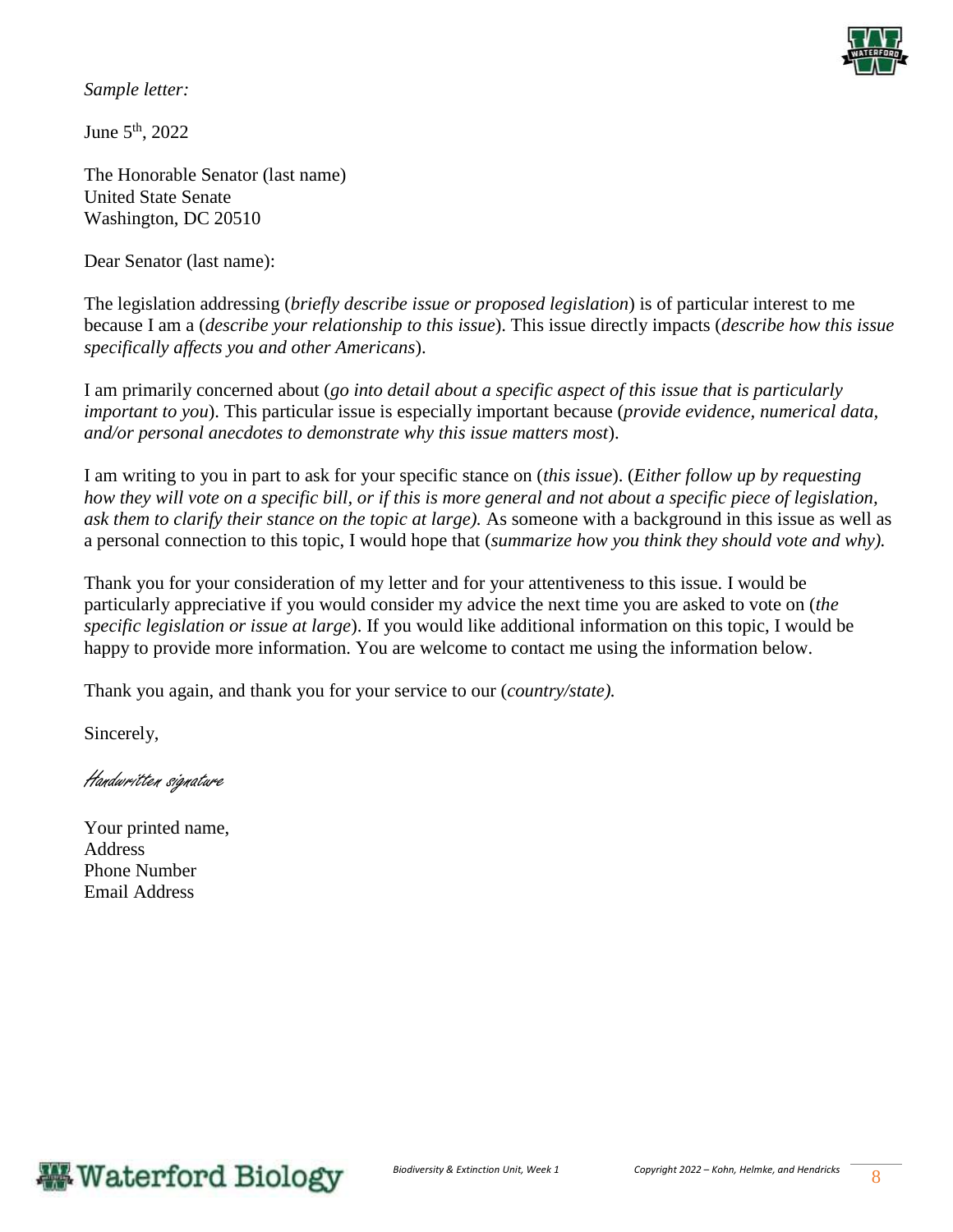*Sample letter:*

June 5th, 2022

The Honorable Senator (last name)
United State Senate
Washington, DC 20510

Dear Senator (last name):

The legislation addressing (*briefly describe issue or proposed legislation*) is of particular interest to me because I am a (*describe your relationship to this issue*). This issue directly impacts (*describe how this issue specifically affects you and other Americans*).

I am primarily concerned about (*go into detail about a specific aspect of this issue that is particularly important to you*). This particular issue is especially important because (*provide evidence, numerical data, and/or personal anecdotes to demonstrate why this issue matters most*).

I am writing to you in part to ask for your specific stance on (*this issue*). (*Either follow up by requesting how they will vote on a specific bill, or if this is more general and not about a specific piece of legislation, ask them to clarify their stance on the topic at large).* As someone with a background in this issue as well as a personal connection to this topic, I would hope that (*summarize how you think they should vote and why).*

Thank you for your consideration of my letter and for your attentiveness to this issue. I would be particularly appreciative if you would consider my advice the next time you are asked to vote on (*the specific legislation or issue at large*). If you would like additional information on this topic, I would be happy to provide more information. You are welcome to contact me using the information below.

Thank you again, and thank you for your service to our (*country/state).*

Sincerely,

*Handwritten signature*

Your printed name,
Address
Phone Number
Email Address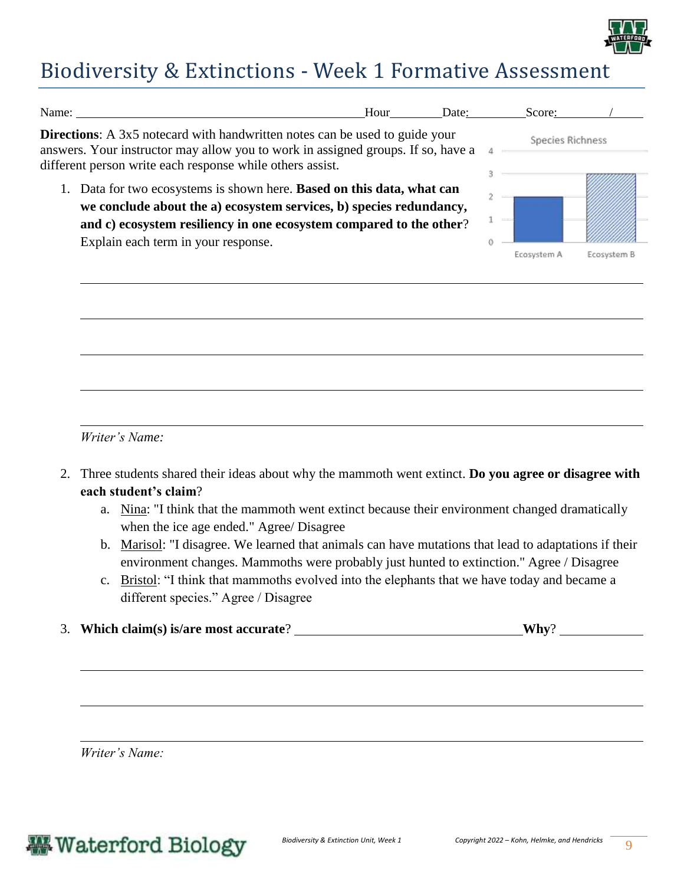# Biodiversity & Extinctions - Week 1 Formative Assessment

Name: ____________________ Hour______ Date:______ Score:______ /______

**Directions**: A 3x5 notecard with handwritten notes can be used to guide your answers. Your instructor may allow you to work in assigned groups. If so, have a different person write each response while others assist.

1. Data for two ecosystems is shown here. **Based on this data, what can we conclude about the a) ecosystem services, b) species redundancy, and c) ecosystem resiliency in one ecosystem compared to the other**? Explain each term in your response.

Species Richness

| Ecosystem | Species Richness |
|---|---|
| Ecosystem A | 2 |
| Ecosystem B | 3 |

______________________________________________

______________________________________________

______________________________________________

______________________________________________

______________________________________________

*Writer's Name:*

2. Three students shared their ideas about why the mammoth went extinct. **Do you agree or disagree with each student's claim**?
   a. Nina: "I think that the mammoth went extinct because their environment changed dramatically when the ice age ended." Agree/ Disagree
   b. Marisol: "I disagree. We learned that animals can have mutations that lead to adaptations if their environment changes. Mammoths were probably just hunted to extinction." Agree / Disagree
   c. Bristol: "I think that mammoths evolved into the elephants that we have today and became a different species." Agree / Disagree

3. **Which claim(s) is/are most accurate**? ____________________ **Why**? __________

______________________________________________

______________________________________________

______________________________________________

*Writer's Name:*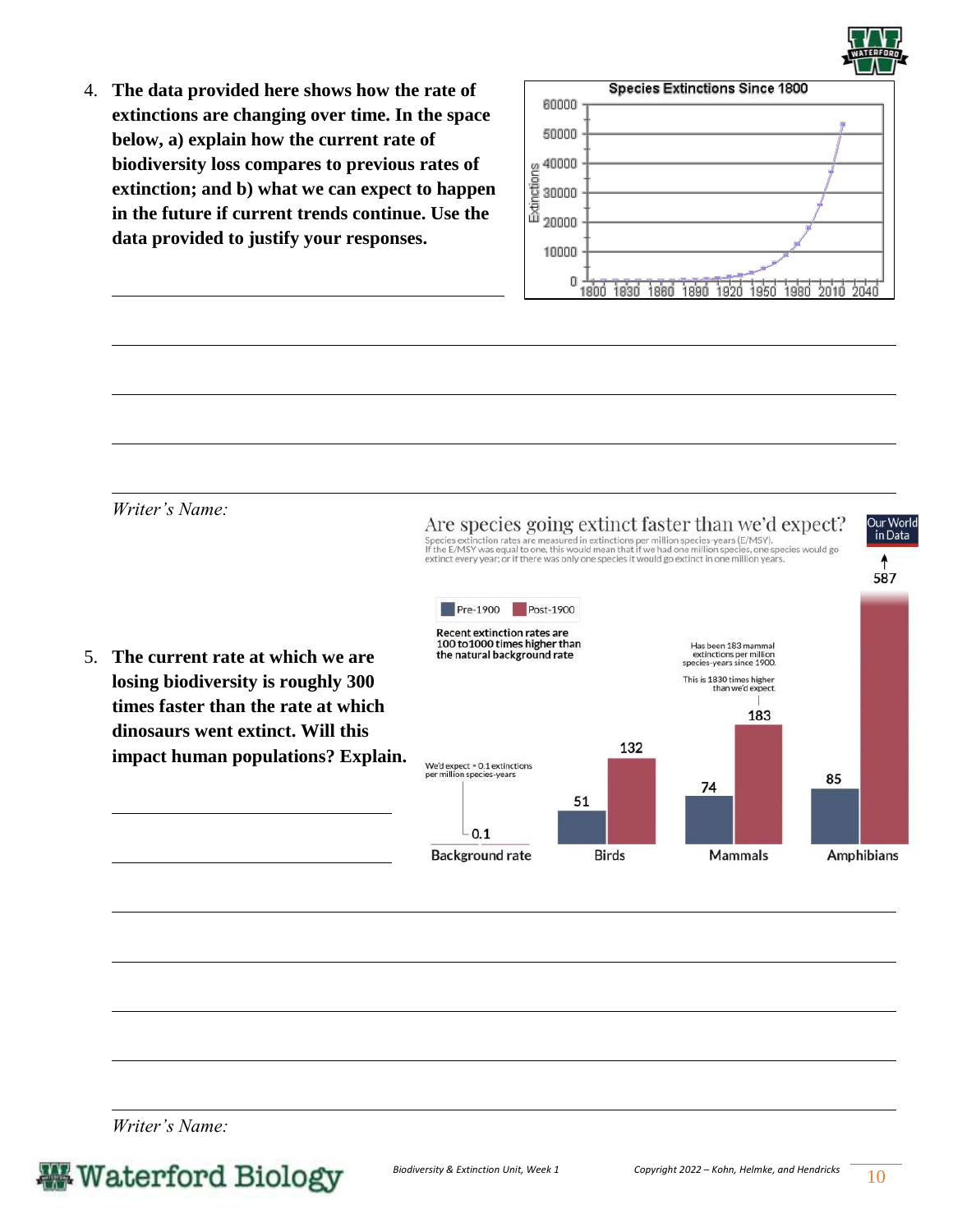4. **The data provided here shows how the rate of extinctions are changing over time. In the space below, a) explain how the current rate of biodiversity loss compares to previous rates of extinction; and b) what we can expect to happen in the future if current trends continue. Use the data provided to justify your responses.**

Species Extinctions Since 1800

Extinctions

60000
50000
40000
30000
20000
10000
0

1800 1830 1860 1890 1920 1950 1980 2010 2040

*Writer's Name:*

5. **The current rate at which we are losing biodiversity is roughly 300 times faster than the rate at which dinosaurs went extinct. Will this impact human populations? Explain.**

Are species going extinct faster than we'd expect?

Species extinction rates are measured in extinctions per million species-years (E/MSY).
If the E/MSY was equal to one, this would mean that if we had one million species, one species would go extinct every year; or if there was only one species it would go extinct in one million years.

Our World in Data

Pre-1900 Post-1900

Recent extinction rates are 100 to 1000 times higher than the natural background rate

We'd expect ≈ 0.1 extinctions per million species-years

0.1

Has been 183 mammal extinctions per million species-years since 1900.

This is 1830 times higher than we'd expect.

51 132 74 183 85 587

Background rate Birds Mammals Amphibians

*Writer's Name:*